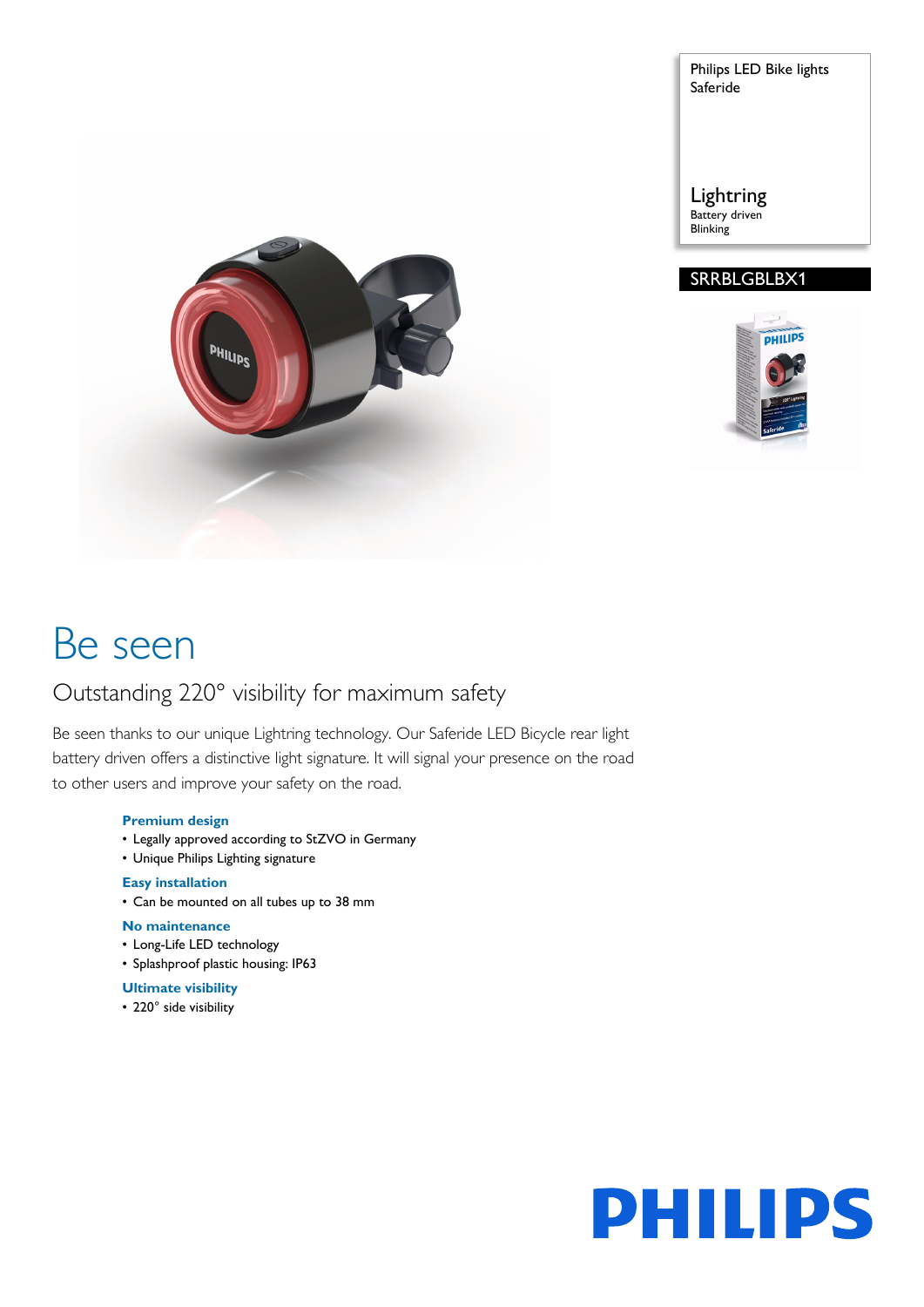Philips LED Bike lights
Saferide

Lightring
Battery driven
Blinking

SRRBLGBLBX1

# Be seen

## Outstanding 220° visibility for maximum safety

Be seen thanks to our unique Lightring technology. Our Saferide LED Bicycle rear light battery driven offers a distinctive light signature. It will signal your presence on the road to other users and improve your safety on the road.

**Premium design**
- Legally approved according to StZVO in Germany
- Unique Philips Lighting signature

**Easy installation**
- Can be mounted on all tubes up to 38 mm

**No maintenance**
- Long-Life LED technology
- Splashproof plastic housing: IP63

**Ultimate visibility**
- 220° side visibility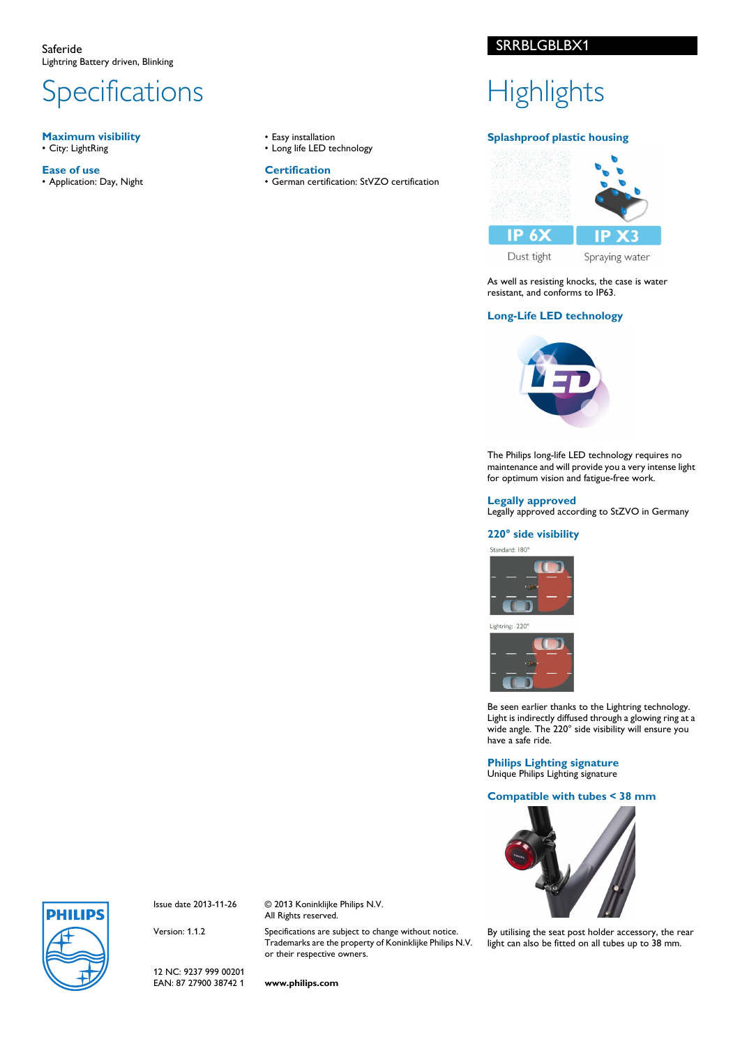Saferide

Lightring Battery driven, Blinking

SRRBLGBLBX1

# Specifications

### Maximum visibility
- City: LightRing

### Ease of use
- Application: Day, Night
- Easy installation
- Long life LED technology

### Certification
- German certification: StVZO certification

# Highlights

### Splashproof plastic housing

IP 6X
Dust tight

IP X3
Spraying water

As well as resisting knocks, the case is water resistant, and conforms to IP63.

### Long-Life LED technology

The Philips long-life LED technology requires no maintenance and will provide you a very intense light for optimum vision and fatigue-free work.

### Legally approved

Legally approved according to StZVO in Germany

### 220° side visibility

Standard: 180°

Lightring: 220°

Be seen earlier thanks to the Lightring technology. Light is indirectly diffused through a glowing ring at a wide angle. The 220° side visibility will ensure you have a safe ride.

### Philips Lighting signature

Unique Philips Lighting signature

### Compatible with tubes < 38 mm

By utilising the seat post holder accessory, the rear light can also be fitted on all tubes up to 38 mm.

Issue date 2013-11-26

Version: 1.1.2

12 NC: 9237 999 00201
EAN: 87 27900 38742 1

© 2013 Koninklijke Philips N.V.
All Rights reserved.

Specifications are subject to change without notice. Trademarks are the property of Koninklijke Philips N.V. or their respective owners.

**www.philips.com**